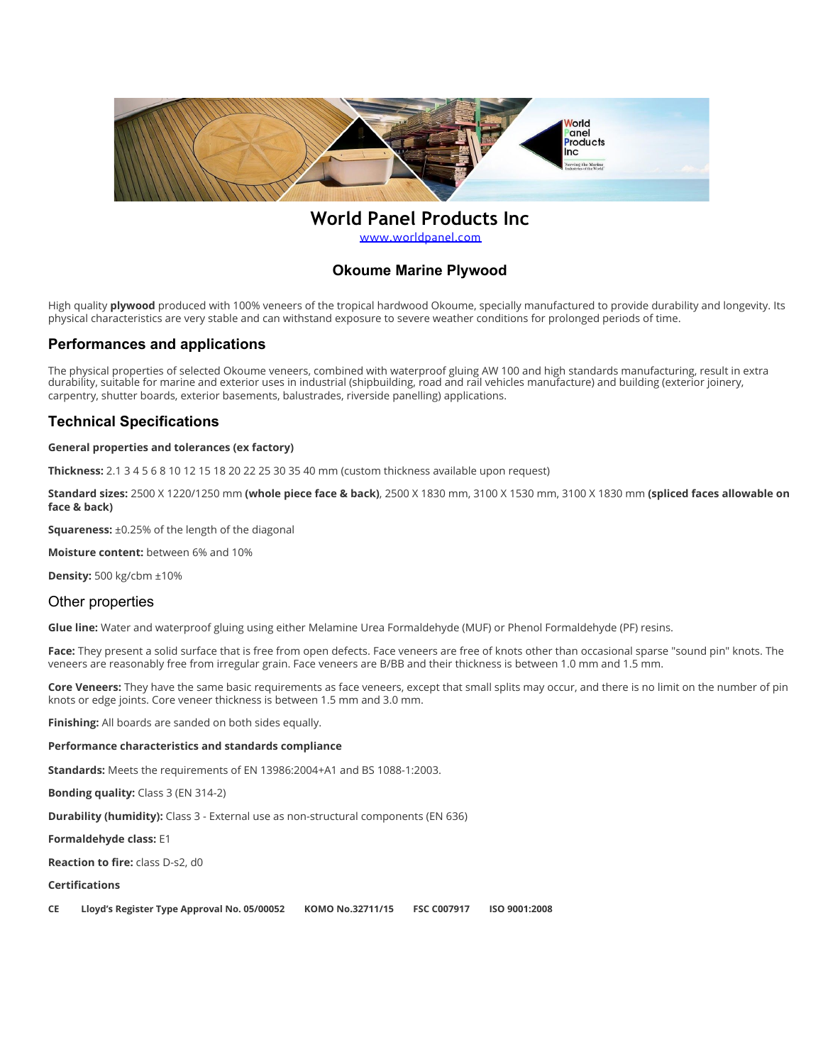# World Panel Products Inc

www.worldpanel.com

## Okoume Marine Plywood

High quality **plywood** produced with 100% veneers of the tropical hardwood Okoume, specially manufactured to provide durability and longevity. Its physical characteristics are very stable and can withstand exposure to severe weather conditions for prolonged periods of time.

## Performances and applications

The physical properties of selected Okoume veneers, combined with waterproof gluing AW 100 and high standards manufacturing, result in extra durability, suitable for marine and exterior uses in industrial (shipbuilding, road and rail vehicles manufacture) and building (exterior joinery, carpentry, shutter boards, exterior basements, balustrades, riverside panelling) applications.

## Technical Specifications

**General properties and tolerances (ex factory)**

**Thickness:** 2.1 3 4 5 6 8 10 12 15 18 20 22 25 30 35 40 mm (custom thickness available upon request)

**Standard sizes:** 2500 X 1220/1250 mm **(whole piece face & back)**, 2500 X 1830 mm, 3100 X 1530 mm, 3100 X 1830 mm **(spliced faces allowable on face & back)**

**Squareness:** ±0.25% of the length of the diagonal

**Moisture content:** between 6% and 10%

**Density:** 500 kg/cbm ±10%

### Other properties

**Glue line:** Water and waterproof gluing using either Melamine Urea Formaldehyde (MUF) or Phenol Formaldehyde (PF) resins.

**Face:** They present a solid surface that is free from open defects. Face veneers are free of knots other than occasional sparse "sound pin" knots. The veneers are reasonably free from irregular grain. Face veneers are B/BB and their thickness is between 1.0 mm and 1.5 mm.

**Core Veneers:** They have the same basic requirements as face veneers, except that small splits may occur, and there is no limit on the number of pin knots or edge joints. Core veneer thickness is between 1.5 mm and 3.0 mm.

**Finishing:** All boards are sanded on both sides equally.

**Performance characteristics and standards compliance**

**Standards:** Meets the requirements of EN 13986:2004+A1 and BS 1088-1:2003.

**Bonding quality:** Class 3 (EN 314-2)

**Durability (humidity):** Class 3 - External use as non-structural components (EN 636)

**Formaldehyde class:** E1

**Reaction to fire:** class D-s2, d0

**Certifications**

**CE** **Lloyd's Register Type Approval No. 05/00052** **KOMO No.32711/15** **FSC C007917** **ISO 9001:2008**